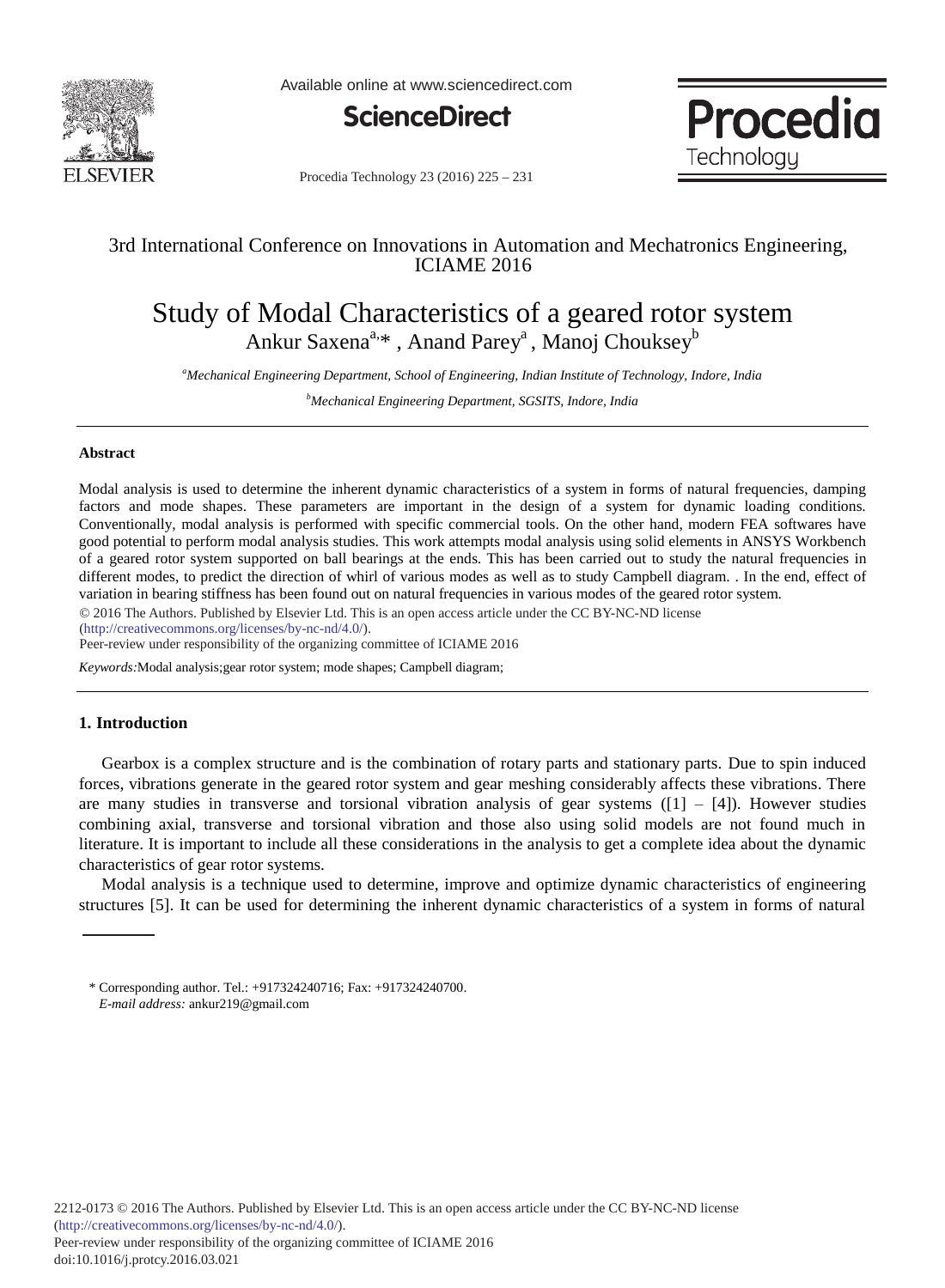3rd International Conference on Innovations in Automation and Mechatronics Engineering, ICIAME 2016

# Study of Modal Characteristics of a geared rotor system

Ankur Saxena[a,*], Anand Parey[a], Manoj Chouksey[b]

[a]*Mechanical Engineering Department, School of Engineering, Indian Institute of Technology, Indore, India*

[b]*Mechanical Engineering Department, SGSITS, Indore, India*

---

### Abstract

Modal analysis is used to determine the inherent dynamic characteristics of a system in forms of natural frequencies, damping factors and mode shapes. These parameters are important in the design of a system for dynamic loading conditions. Conventionally, modal analysis is performed with specific commercial tools. On the other hand, modern FEA softwares have good potential to perform modal analysis studies. This work attempts modal analysis using solid elements in ANSYS Workbench of a geared rotor system supported on ball bearings at the ends. This has been carried out to study the natural frequencies in different modes, to predict the direction of whirl of various modes as well as to study Campbell diagram. . In the end, effect of variation in bearing stiffness has been found out on natural frequencies in various modes of the geared rotor system.

© 2016 The Authors. Published by Elsevier Ltd. This is an open access article under the CC BY-NC-ND license (http://creativecommons.org/licenses/by-nc-nd/4.0/).

Peer-review under responsibility of the organizing committee of ICIAME 2016

*Keywords:*Modal analysis;gear rotor system; mode shapes; Campbell diagram;

---

## 1. Introduction

Gearbox is a complex structure and is the combination of rotary parts and stationary parts. Due to spin induced forces, vibrations generate in the geared rotor system and gear meshing considerably affects these vibrations. There are many studies in transverse and torsional vibration analysis of gear systems ([1] – [4]). However studies combining axial, transverse and torsional vibration and those also using solid models are not found much in literature. It is important to include all these considerations in the analysis to get a complete idea about the dynamic characteristics of gear rotor systems.

Modal analysis is a technique used to determine, improve and optimize dynamic characteristics of engineering structures [5]. It can be used for determining the inherent dynamic characteristics of a system in forms of natural

---

\* Corresponding author. Tel.: +917324240716; Fax: +917324240700.
*E-mail address:* ankur219@gmail.com

2212-0173 © 2016 The Authors. Published by Elsevier Ltd. This is an open access article under the CC BY-NC-ND license (http://creativecommons.org/licenses/by-nc-nd/4.0/).
Peer-review under responsibility of the organizing committee of ICIAME 2016
doi:10.1016/j.protcy.2016.03.021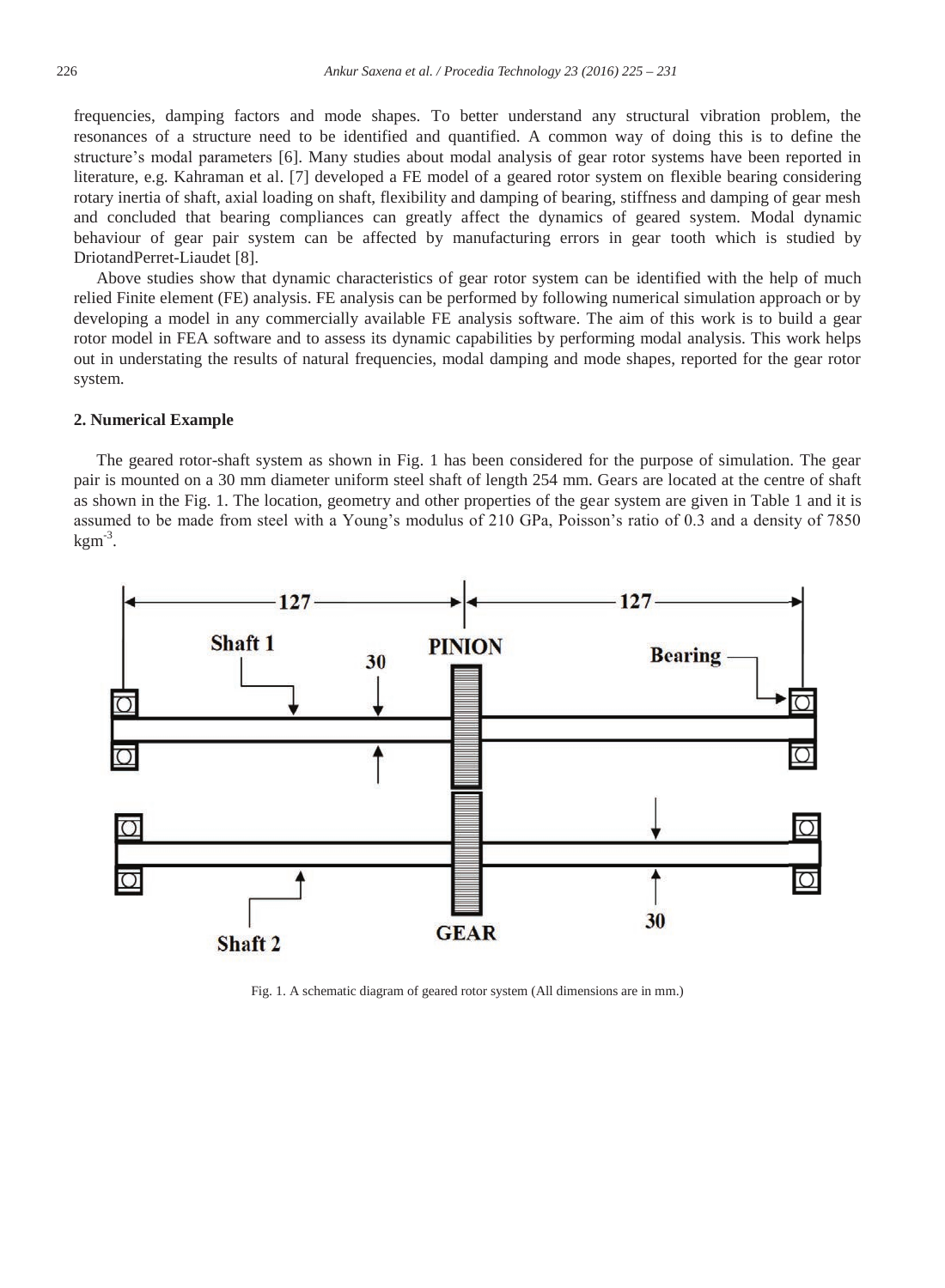frequencies, damping factors and mode shapes. To better understand any structural vibration problem, the resonances of a structure need to be identified and quantified. A common way of doing this is to define the structure's modal parameters [6]. Many studies about modal analysis of gear rotor systems have been reported in literature, e.g. Kahraman et al. [7] developed a FE model of a geared rotor system on flexible bearing considering rotary inertia of shaft, axial loading on shaft, flexibility and damping of bearing, stiffness and damping of gear mesh and concluded that bearing compliances can greatly affect the dynamics of geared system. Modal dynamic behaviour of gear pair system can be affected by manufacturing errors in gear tooth which is studied by DriotandPerret-Liaudet [8].

Above studies show that dynamic characteristics of gear rotor system can be identified with the help of much relied Finite element (FE) analysis. FE analysis can be performed by following numerical simulation approach or by developing a model in any commercially available FE analysis software. The aim of this work is to build a gear rotor model in FEA software and to assess its dynamic capabilities by performing modal analysis. This work helps out in understating the results of natural frequencies, modal damping and mode shapes, reported for the gear rotor system.

## 2. Numerical Example

The geared rotor-shaft system as shown in Fig. 1 has been considered for the purpose of simulation. The gear pair is mounted on a 30 mm diameter uniform steel shaft of length 254 mm. Gears are located at the centre of shaft as shown in the Fig. 1. The location, geometry and other properties of the gear system are given in Table 1 and it is assumed to be made from steel with a Young's modulus of 210 GPa, Poisson's ratio of 0.3 and a density of 7850 $kgm^{-3}$.

Fig. 1. A schematic diagram of geared rotor system (All dimensions are in mm.)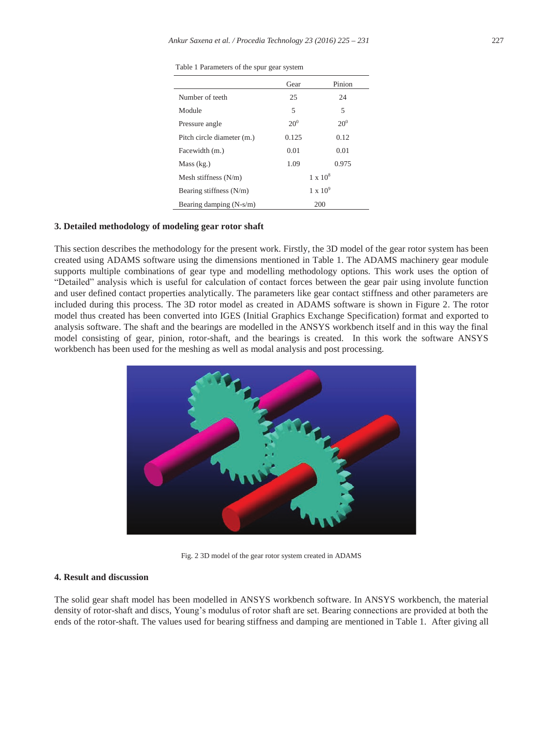Table 1 Parameters of the spur gear system

| | Gear | Pinion |
|---|---|---|
| Number of teeth | 25 | 24 |
| Module | 5 | 5 |
| Pressure angle | $20^0$ | $20^0$ |
| Pitch circle diameter (m.) | 0.125 | 0.12 |
| Facewidth (m.) | 0.01 | 0.01 |
| Mass (kg.) | 1.09 | 0.975 |
| Mesh stiffness (N/m) | $1 \times 10^8$ | |
| Bearing stiffness (N/m) | $1 \times 10^9$ | |
| Bearing damping (N-s/m) | 200 | |

## 3. Detailed methodology of modeling gear rotor shaft

This section describes the methodology for the present work. Firstly, the 3D model of the gear rotor system has been created using ADAMS software using the dimensions mentioned in Table 1. The ADAMS machinery gear module supports multiple combinations of gear type and modelling methodology options. This work uses the option of "Detailed" analysis which is useful for calculation of contact forces between the gear pair using involute function and user defined contact properties analytically. The parameters like gear contact stiffness and other parameters are included during this process. The 3D rotor model as created in ADAMS software is shown in Figure 2. The rotor model thus created has been converted into IGES (Initial Graphics Exchange Specification) format and exported to analysis software. The shaft and the bearings are modelled in the ANSYS workbench itself and in this way the final model consisting of gear, pinion, rotor-shaft, and the bearings is created. In this work the software ANSYS workbench has been used for the meshing as well as modal analysis and post processing.

Fig. 2 3D model of the gear rotor system created in ADAMS

## 4. Result and discussion

The solid gear shaft model has been modelled in ANSYS workbench software. In ANSYS workbench, the material density of rotor-shaft and discs, Young's modulus of rotor shaft are set. Bearing connections are provided at both the ends of the rotor-shaft. The values used for bearing stiffness and damping are mentioned in Table 1. After giving all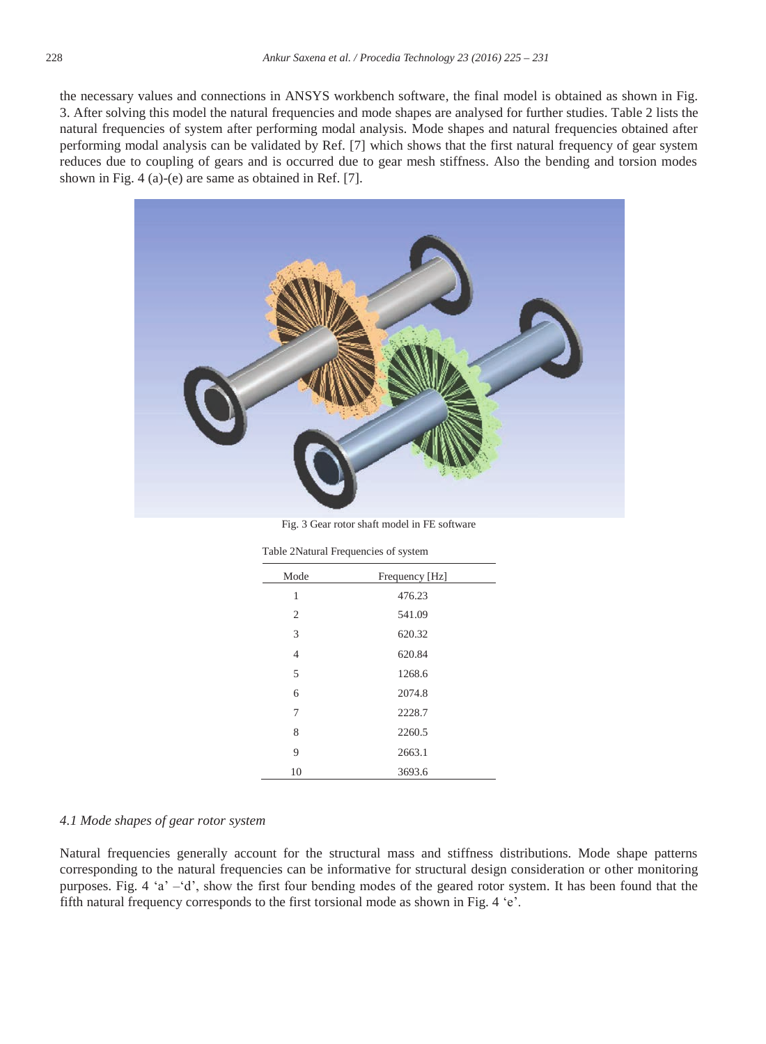the necessary values and connections in ANSYS workbench software, the final model is obtained as shown in Fig. 3. After solving this model the natural frequencies and mode shapes are analysed for further studies. Table 2 lists the natural frequencies of system after performing modal analysis. Mode shapes and natural frequencies obtained after performing modal analysis can be validated by Ref. [7] which shows that the first natural frequency of gear system reduces due to coupling of gears and is occurred due to gear mesh stiffness. Also the bending and torsion modes shown in Fig. 4 (a)-(e) are same as obtained in Ref. [7].

Fig. 3 Gear rotor shaft model in FE software

Table 2Natural Frequencies of system

| Mode | Frequency [Hz] |
|---|---|
| 1 | 476.23 |
| 2 | 541.09 |
| 3 | 620.32 |
| 4 | 620.84 |
| 5 | 1268.6 |
| 6 | 2074.8 |
| 7 | 2228.7 |
| 8 | 2260.5 |
| 9 | 2663.1 |
| 10 | 3693.6 |

### *4.1 Mode shapes of gear rotor system*

Natural frequencies generally account for the structural mass and stiffness distributions. Mode shape patterns corresponding to the natural frequencies can be informative for structural design consideration or other monitoring purposes. Fig. 4 'a' –'d', show the first four bending modes of the geared rotor system. It has been found that the fifth natural frequency corresponds to the first torsional mode as shown in Fig. 4 'e'.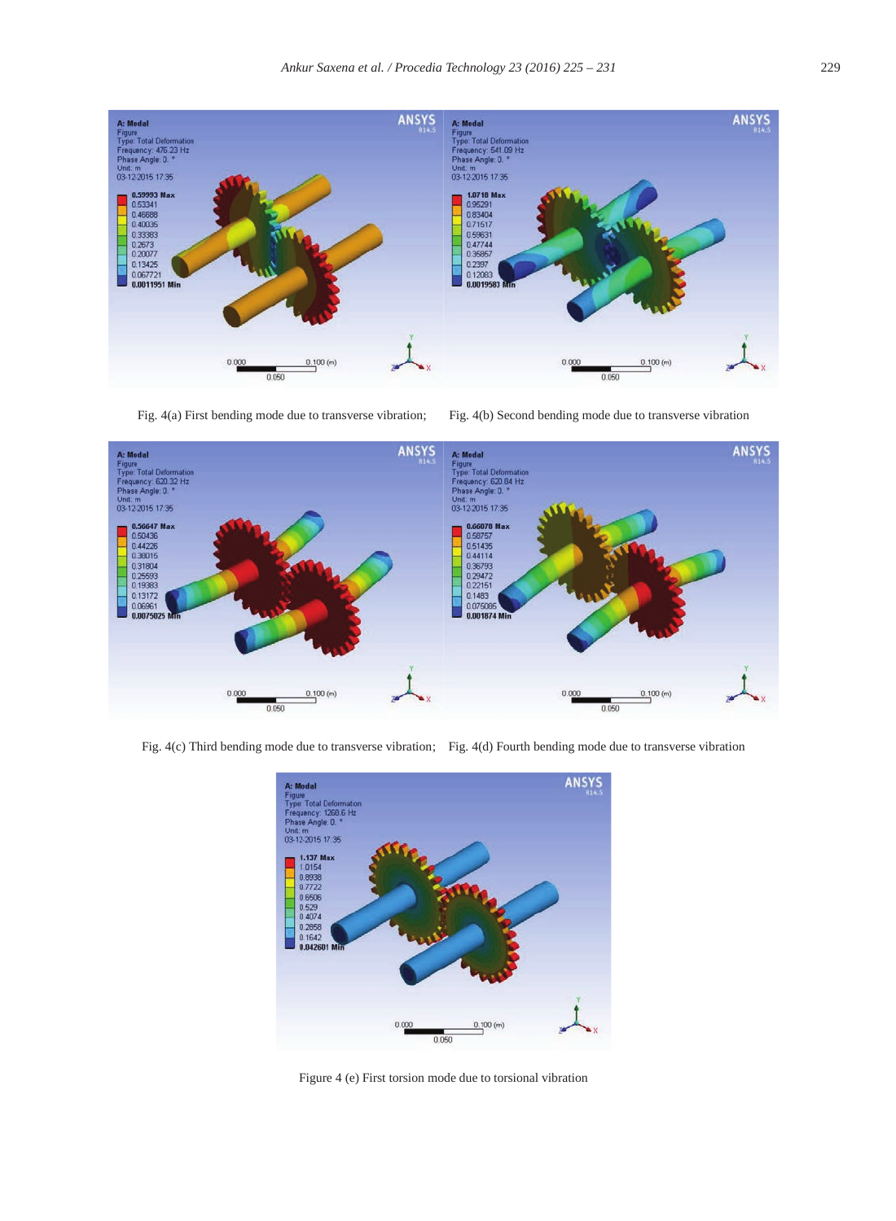Fig. 4(a) First bending mode due to transverse vibration; Fig. 4(b) Second bending mode due to transverse vibration

Fig. 4(c) Third bending mode due to transverse vibration; Fig. 4(d) Fourth bending mode due to transverse vibration

Figure 4 (e) First torsion mode due to torsional vibration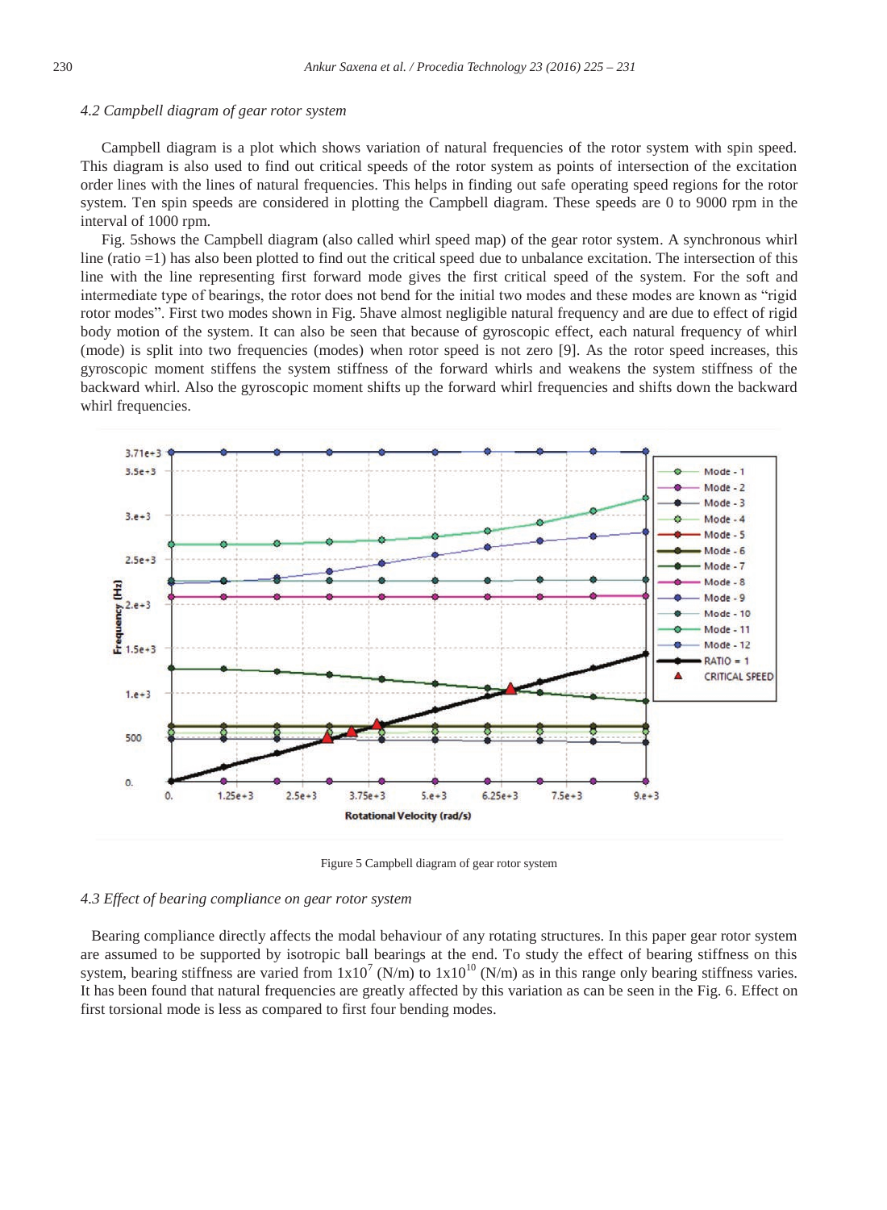### 4.2 Campbell diagram of gear rotor system

Campbell diagram is a plot which shows variation of natural frequencies of the rotor system with spin speed. This diagram is also used to find out critical speeds of the rotor system as points of intersection of the excitation order lines with the lines of natural frequencies. This helps in finding out safe operating speed regions for the rotor system. Ten spin speeds are considered in plotting the Campbell diagram. These speeds are 0 to 9000 rpm in the interval of 1000 rpm.

Fig. 5shows the Campbell diagram (also called whirl speed map) of the gear rotor system. A synchronous whirl line (ratio =1) has also been plotted to find out the critical speed due to unbalance excitation. The intersection of this line with the line representing first forward mode gives the first critical speed of the system. For the soft and intermediate type of bearings, the rotor does not bend for the initial two modes and these modes are known as "rigid rotor modes". First two modes shown in Fig. 5have almost negligible natural frequency and are due to effect of rigid body motion of the system. It can also be seen that because of gyroscopic effect, each natural frequency of whirl (mode) is split into two frequencies (modes) when rotor speed is not zero [9]. As the rotor speed increases, this gyroscopic moment stiffens the system stiffness of the forward whirls and weakens the system stiffness of the backward whirl. Also the gyroscopic moment shifts up the forward whirl frequencies and shifts down the backward whirl frequencies.

Figure 5 Campbell diagram of gear rotor system

### 4.3 Effect of bearing compliance on gear rotor system

Bearing compliance directly affects the modal behaviour of any rotating structures. In this paper gear rotor system are assumed to be supported by isotropic ball bearings at the end. To study the effect of bearing stiffness on this system, bearing stiffness are varied from $1x10^7$ (N/m) to $1x10^{10}$ (N/m) as in this range only bearing stiffness varies. It has been found that natural frequencies are greatly affected by this variation as can be seen in the Fig. 6. Effect on first torsional mode is less as compared to first four bending modes.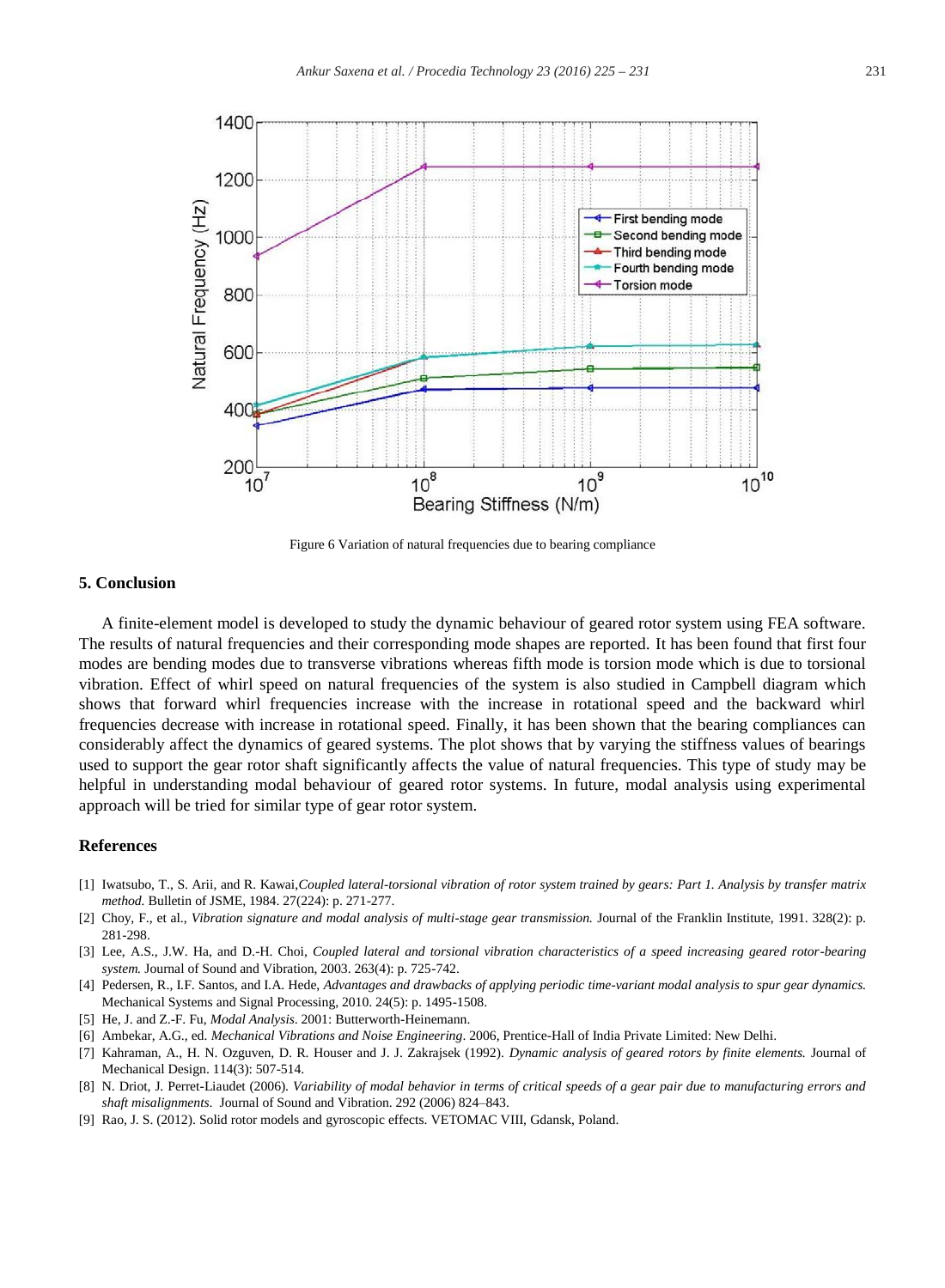1400
1200
1000
800
600
400
200

Natural Frequency (Hz)

$10^7$
$10^8$
$10^9$
$10^{10}$

Bearing Stiffness (N/m)

First bending mode
Second bending mode
Third bending mode
Fourth bending mode
Torsion mode

Figure 6 Variation of natural frequencies due to bearing compliance

## 5. Conclusion

A finite-element model is developed to study the dynamic behaviour of geared rotor system using FEA software. The results of natural frequencies and their corresponding mode shapes are reported. It has been found that first four modes are bending modes due to transverse vibrations whereas fifth mode is torsion mode which is due to torsional vibration. Effect of whirl speed on natural frequencies of the system is also studied in Campbell diagram which shows that forward whirl frequencies increase with the increase in rotational speed and the backward whirl frequencies decrease with increase in rotational speed. Finally, it has been shown that the bearing compliances can considerably affect the dynamics of geared systems. The plot shows that by varying the stiffness values of bearings used to support the gear rotor shaft significantly affects the value of natural frequencies. This type of study may be helpful in understanding modal behaviour of geared rotor systems. In future, modal analysis using experimental approach will be tried for similar type of gear rotor system.

## References

[1] Iwatsubo, T., S. Arii, and R. Kawai,*Coupled lateral-torsional vibration of rotor system trained by gears: Part 1. Analysis by transfer matrix method.* Bulletin of JSME, 1984. 27(224): p. 271-277.

[2] Choy, F., et al., *Vibration signature and modal analysis of multi-stage gear transmission.* Journal of the Franklin Institute, 1991. 328(2): p. 281-298.

[3] Lee, A.S., J.W. Ha, and D.-H. Choi, *Coupled lateral and torsional vibration characteristics of a speed increasing geared rotor-bearing system.* Journal of Sound and Vibration, 2003. 263(4): p. 725-742.

[4] Pedersen, R., I.F. Santos, and I.A. Hede, *Advantages and drawbacks of applying periodic time-variant modal analysis to spur gear dynamics.* Mechanical Systems and Signal Processing, 2010. 24(5): p. 1495-1508.

[5] He, J. and Z.-F. Fu, *Modal Analysis*. 2001: Butterworth-Heinemann.

[6] Ambekar, A.G., ed. *Mechanical Vibrations and Noise Engineering*. 2006, Prentice-Hall of India Private Limited: New Delhi.

[7] Kahraman, A., H. N. Ozguven, D. R. Houser and J. J. Zakrajsek (1992). *Dynamic analysis of geared rotors by finite elements.* Journal of Mechanical Design. 114(3): 507-514.

[8] N. Driot, J. Perret-Liaudet (2006). *Variability of modal behavior in terms of critical speeds of a gear pair due to manufacturing errors and shaft misalignments.* Journal of Sound and Vibration. 292 (2006) 824–843.

[9] Rao, J. S. (2012). Solid rotor models and gyroscopic effects. VETOMAC VIII, Gdansk, Poland.